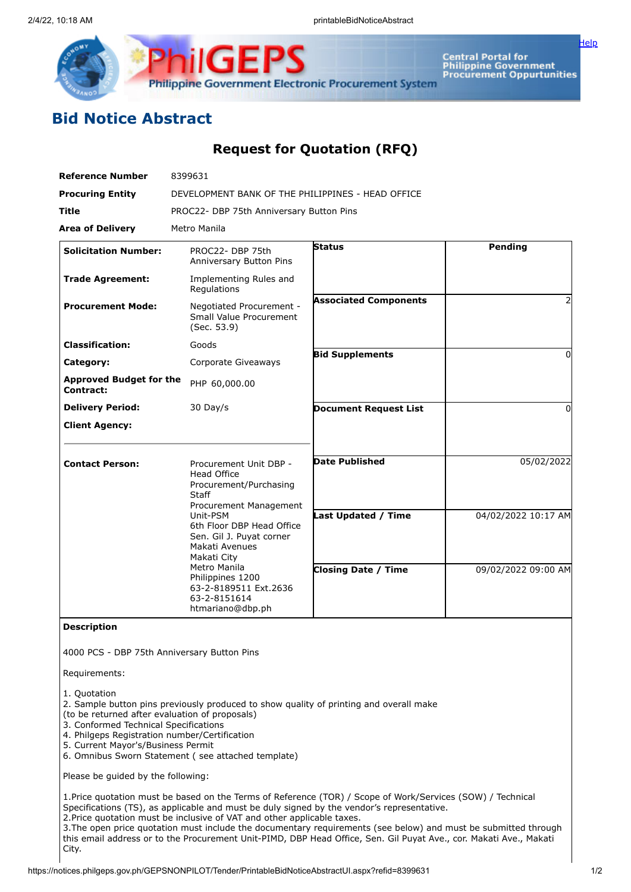# Bid Notice Abstract

## Request for Quotation (RFQ)

| | |
|---|---|
| **Reference Number** | 8399631 |
| **Procuring Entity** | DEVELOPMENT BANK OF THE PHILIPPINES - HEAD OFFICE |
| **Title** | PROC22- DBP 75th Anniversary Button Pins |
| **Area of Delivery** | Metro Manila |

| | | | |
|---|---|---|---|
| **Solicitation Number:** | PROC22- DBP 75th Anniversary Button Pins | **Status** | **Pending** |
| **Trade Agreement:** | Implementing Rules and Regulations | | |
| **Procurement Mode:** | Negotiated Procurement - Small Value Procurement (Sec. 53.9) | **Associated Components** | 2 |
| **Classification:** | Goods | | |
| **Category:** | Corporate Giveaways | **Bid Supplements** | 0 |
| **Approved Budget for the Contract:** | PHP 60,000.00 | | |
| **Delivery Period:** | 30 Day/s | **Document Request List** | 0 |
| **Client Agency:** | | | |
| **Contact Person:** | Procurement Unit DBP - Head Office<br>Procurement/Purchasing Staff<br>Procurement Management Unit-PSM<br>6th Floor DBP Head Office<br>Sen. Gil J. Puyat corner Makati Avenues<br>Makati City<br>Metro Manila<br>Philippines 1200<br>63-2-8189511 Ext.2636<br>63-2-8151614<br>htmariano@dbp.ph | **Date Published** | 05/02/2022 |
| | | **Last Updated / Time** | 04/02/2022 10:17 AM |
| | | **Closing Date / Time** | 09/02/2022 09:00 AM |

**Description**

4000 PCS - DBP 75th Anniversary Button Pins

Requirements:

1. Quotation
2. Sample button pins previously produced to show quality of printing and overall make (to be returned after evaluation of proposals)
3. Conformed Technical Specifications
4. Philgeps Registration number/Certification
5. Current Mayor's/Business Permit
6. Omnibus Sworn Statement ( see attached template)

Please be guided by the following:

1.Price quotation must be based on the Terms of Reference (TOR) / Scope of Work/Services (SOW) / Technical Specifications (TS), as applicable and must be duly signed by the vendor's representative.
2.Price quotation must be inclusive of VAT and other applicable taxes.
3.The open price quotation must include the documentary requirements (see below) and must be submitted through this email address or to the Procurement Unit-PIMD, DBP Head Office, Sen. Gil Puyat Ave., cor. Makati Ave., Makati City.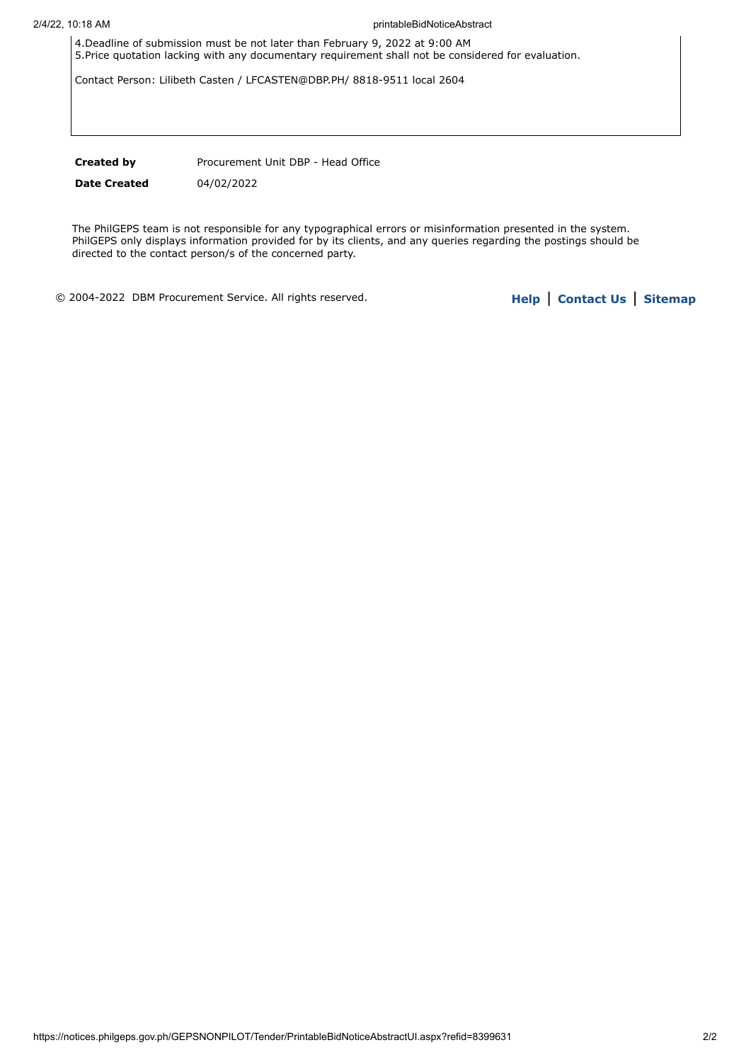4.Deadline of submission must be not later than February 9, 2022 at 9:00 AM
5.Price quotation lacking with any documentary requirement shall not be considered for evaluation.

Contact Person: Lilibeth Casten / LFCASTEN@DBP.PH/ 8818-9511 local 2604

| | |
|---|---|
| **Created by** | Procurement Unit DBP - Head Office |
| **Date Created** | 04/02/2022 |

The PhilGEPS team is not responsible for any typographical errors or misinformation presented in the system. PhilGEPS only displays information provided for by its clients, and any queries regarding the postings should be directed to the contact person/s of the concerned party.

© 2004-2022 DBM Procurement Service. All rights reserved.

**Help** | **Contact Us** | **Sitemap**